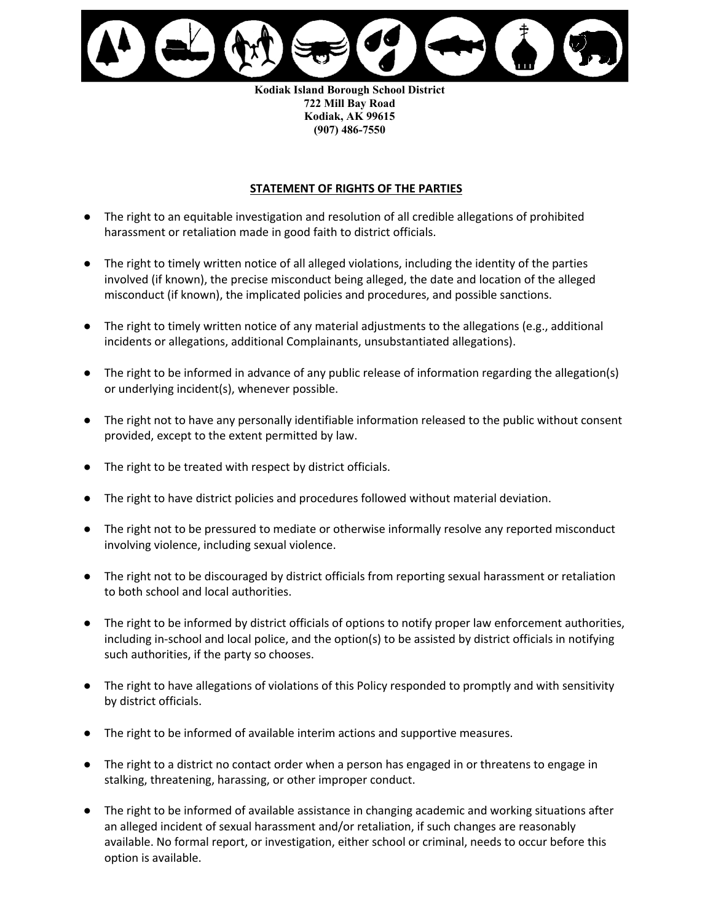**Kodiak Island Borough School District**
**722 Mill Bay Road**
**Kodiak, AK 99615**
**(907) 486-7550**

## STATEMENT OF RIGHTS OF THE PARTIES

- The right to an equitable investigation and resolution of all credible allegations of prohibited harassment or retaliation made in good faith to district officials.
- The right to timely written notice of all alleged violations, including the identity of the parties involved (if known), the precise misconduct being alleged, the date and location of the alleged misconduct (if known), the implicated policies and procedures, and possible sanctions.
- The right to timely written notice of any material adjustments to the allegations (e.g., additional incidents or allegations, additional Complainants, unsubstantiated allegations).
- The right to be informed in advance of any public release of information regarding the allegation(s) or underlying incident(s), whenever possible.
- The right not to have any personally identifiable information released to the public without consent provided, except to the extent permitted by law.
- The right to be treated with respect by district officials.
- The right to have district policies and procedures followed without material deviation.
- The right not to be pressured to mediate or otherwise informally resolve any reported misconduct involving violence, including sexual violence.
- The right not to be discouraged by district officials from reporting sexual harassment or retaliation to both school and local authorities.
- The right to be informed by district officials of options to notify proper law enforcement authorities, including in-school and local police, and the option(s) to be assisted by district officials in notifying such authorities, if the party so chooses.
- The right to have allegations of violations of this Policy responded to promptly and with sensitivity by district officials.
- The right to be informed of available interim actions and supportive measures.
- The right to a district no contact order when a person has engaged in or threatens to engage in stalking, threatening, harassing, or other improper conduct.
- The right to be informed of available assistance in changing academic and working situations after an alleged incident of sexual harassment and/or retaliation, if such changes are reasonably available. No formal report, or investigation, either school or criminal, needs to occur before this option is available.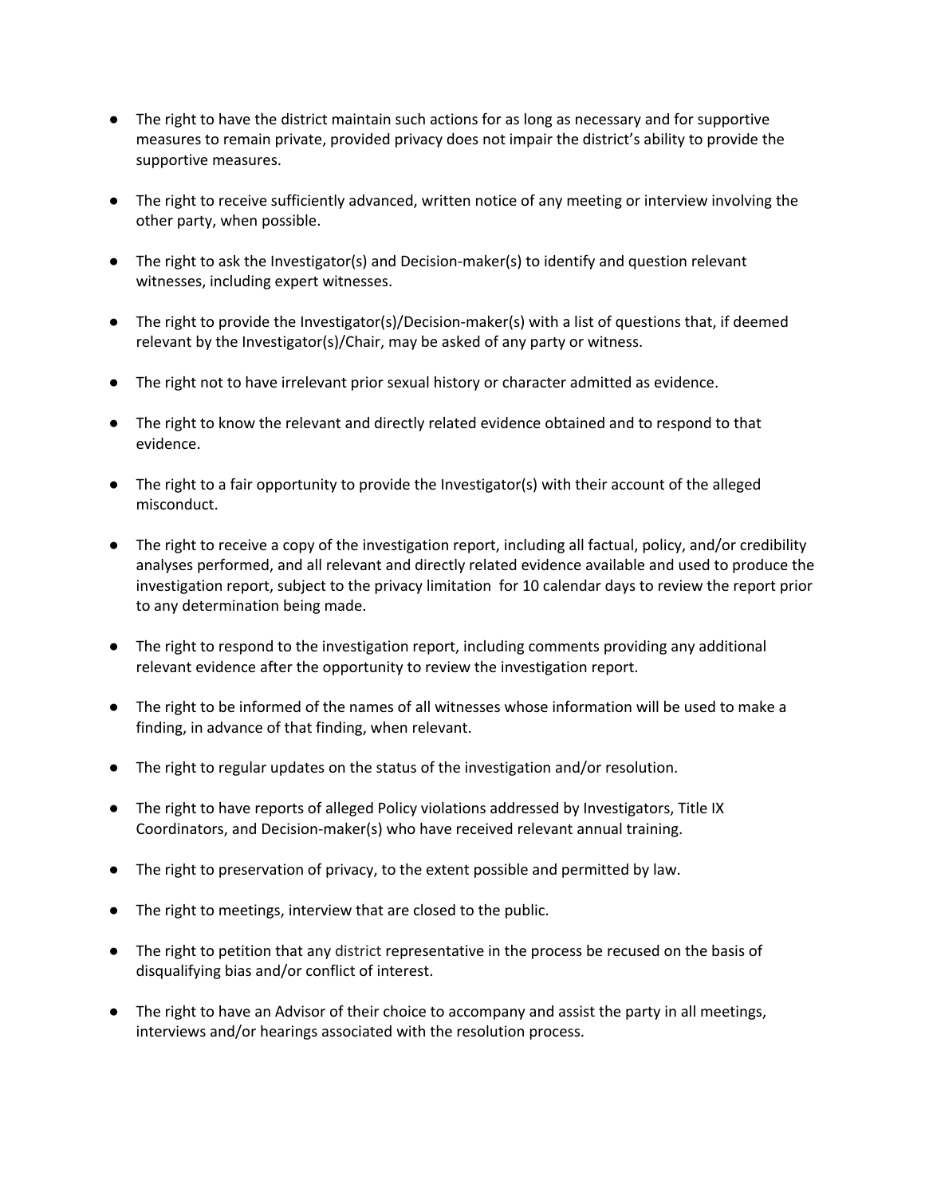- The right to have the district maintain such actions for as long as necessary and for supportive measures to remain private, provided privacy does not impair the district's ability to provide the supportive measures.

- The right to receive sufficiently advanced, written notice of any meeting or interview involving the other party, when possible.

- The right to ask the Investigator(s) and Decision-maker(s) to identify and question relevant witnesses, including expert witnesses.

- The right to provide the Investigator(s)/Decision-maker(s) with a list of questions that, if deemed relevant by the Investigator(s)/Chair, may be asked of any party or witness.

- The right not to have irrelevant prior sexual history or character admitted as evidence.

- The right to know the relevant and directly related evidence obtained and to respond to that evidence.

- The right to a fair opportunity to provide the Investigator(s) with their account of the alleged misconduct.

- The right to receive a copy of the investigation report, including all factual, policy, and/or credibility analyses performed, and all relevant and directly related evidence available and used to produce the investigation report, subject to the privacy limitation  for 10 calendar days to review the report prior to any determination being made.

- The right to respond to the investigation report, including comments providing any additional relevant evidence after the opportunity to review the investigation report.

- The right to be informed of the names of all witnesses whose information will be used to make a finding, in advance of that finding, when relevant.

- The right to regular updates on the status of the investigation and/or resolution.

- The right to have reports of alleged Policy violations addressed by Investigators, Title IX Coordinators, and Decision-maker(s) who have received relevant annual training.

- The right to preservation of privacy, to the extent possible and permitted by law.

- The right to meetings, interview that are closed to the public.

- The right to petition that any district representative in the process be recused on the basis of disqualifying bias and/or conflict of interest.

- The right to have an Advisor of their choice to accompany and assist the party in all meetings, interviews and/or hearings associated with the resolution process.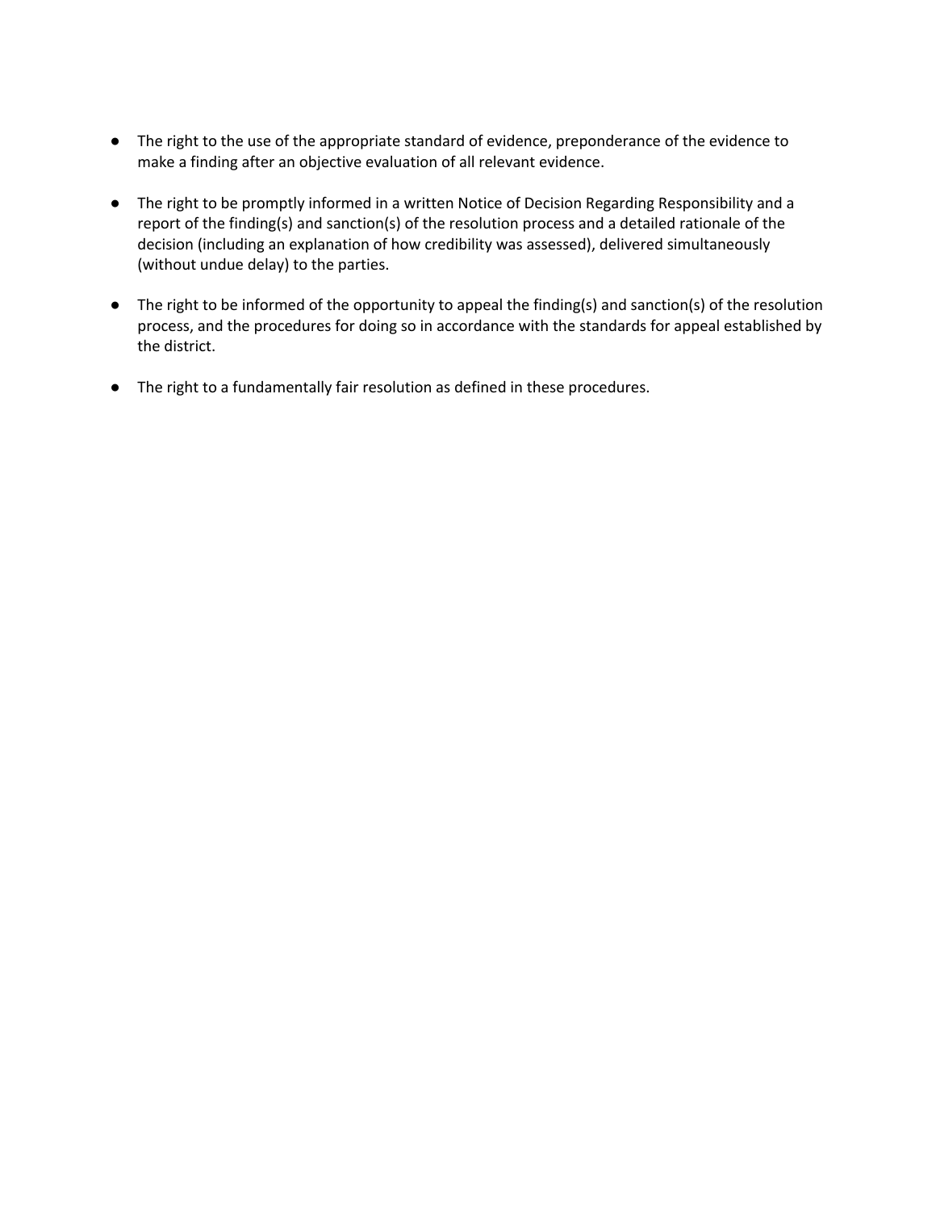- The right to the use of the appropriate standard of evidence, preponderance of the evidence to make a finding after an objective evaluation of all relevant evidence.

- The right to be promptly informed in a written Notice of Decision Regarding Responsibility and a report of the finding(s) and sanction(s) of the resolution process and a detailed rationale of the decision (including an explanation of how credibility was assessed), delivered simultaneously (without undue delay) to the parties.

- The right to be informed of the opportunity to appeal the finding(s) and sanction(s) of the resolution process, and the procedures for doing so in accordance with the standards for appeal established by the district.

- The right to a fundamentally fair resolution as defined in these procedures.